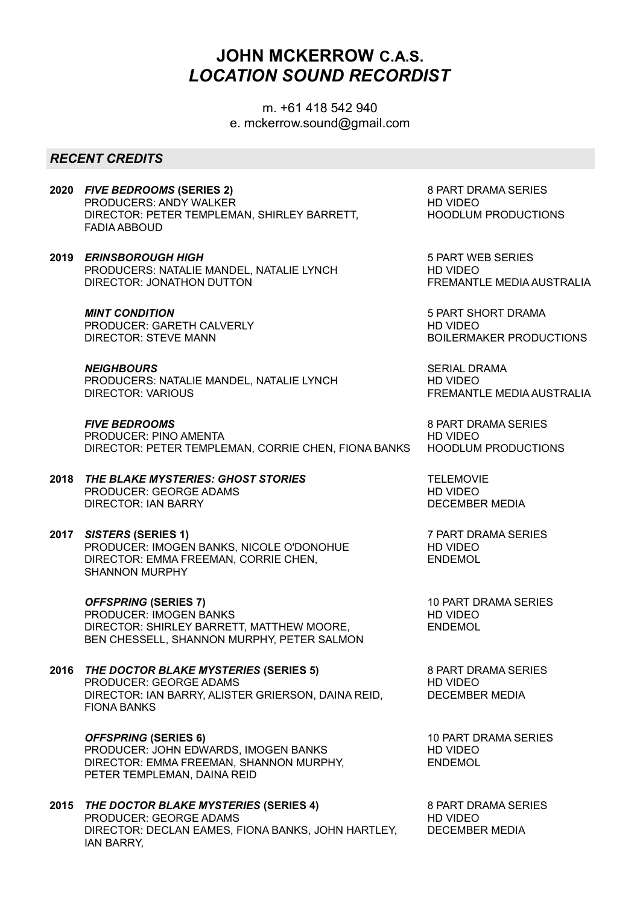# JOHN MCKERROW C.A.S.
## *LOCATION SOUND RECORDIST*

m. +61 418 542 940
e. mckerrow.sound@gmail.com

### *RECENT CREDITS*

**2020** ***FIVE BEDROOMS*** **(SERIES 2)** — 8 PART DRAMA SERIES
PRODUCERS: ANDY WALKER — HD VIDEO
DIRECTOR: PETER TEMPLEMAN, SHIRLEY BARRETT, FADIA ABBOUD — HOODLUM PRODUCTIONS

**2019** ***ERINSBOROUGH HIGH*** — 5 PART WEB SERIES
PRODUCERS: NATALIE MANDEL, NATALIE LYNCH — HD VIDEO
DIRECTOR: JONATHON DUTTON — FREMANTLE MEDIA AUSTRALIA

***MINT CONDITION*** — 5 PART SHORT DRAMA
PRODUCER: GARETH CALVERLY — HD VIDEO
DIRECTOR: STEVE MANN — BOILERMAKER PRODUCTIONS

***NEIGHBOURS*** — SERIAL DRAMA
PRODUCERS: NATALIE MANDEL, NATALIE LYNCH — HD VIDEO
DIRECTOR: VARIOUS — FREMANTLE MEDIA AUSTRALIA

***FIVE BEDROOMS*** — 8 PART DRAMA SERIES
PRODUCER: PINO AMENTA — HD VIDEO
DIRECTOR: PETER TEMPLEMAN, CORRIE CHEN, FIONA BANKS — HOODLUM PRODUCTIONS

**2018** ***THE BLAKE MYSTERIES: GHOST STORIES*** — TELEMOVIE
PRODUCER: GEORGE ADAMS — HD VIDEO
DIRECTOR: IAN BARRY — DECEMBER MEDIA

**2017** ***SISTERS*** **(SERIES 1)** — 7 PART DRAMA SERIES
PRODUCER: IMOGEN BANKS, NICOLE O'DONOHUE — HD VIDEO
DIRECTOR: EMMA FREEMAN, CORRIE CHEN, SHANNON MURPHY — ENDEMOL

***OFFSPRING*** **(SERIES 7)** — 10 PART DRAMA SERIES
PRODUCER: IMOGEN BANKS — HD VIDEO
DIRECTOR: SHIRLEY BARRETT, MATTHEW MOORE, BEN CHESSELL, SHANNON MURPHY, PETER SALMON — ENDEMOL

**2016** ***THE DOCTOR BLAKE MYSTERIES*** **(SERIES 5)** — 8 PART DRAMA SERIES
PRODUCER: GEORGE ADAMS — HD VIDEO
DIRECTOR: IAN BARRY, ALISTER GRIERSON, DAINA REID, FIONA BANKS — DECEMBER MEDIA

***OFFSPRING*** **(SERIES 6)** — 10 PART DRAMA SERIES
PRODUCER: JOHN EDWARDS, IMOGEN BANKS — HD VIDEO
DIRECTOR: EMMA FREEMAN, SHANNON MURPHY, PETER TEMPLEMAN, DAINA REID — ENDEMOL

**2015** ***THE DOCTOR BLAKE MYSTERIES*** **(SERIES 4)** — 8 PART DRAMA SERIES
PRODUCER: GEORGE ADAMS — HD VIDEO
DIRECTOR: DECLAN EAMES, FIONA BANKS, JOHN HARTLEY, IAN BARRY, — DECEMBER MEDIA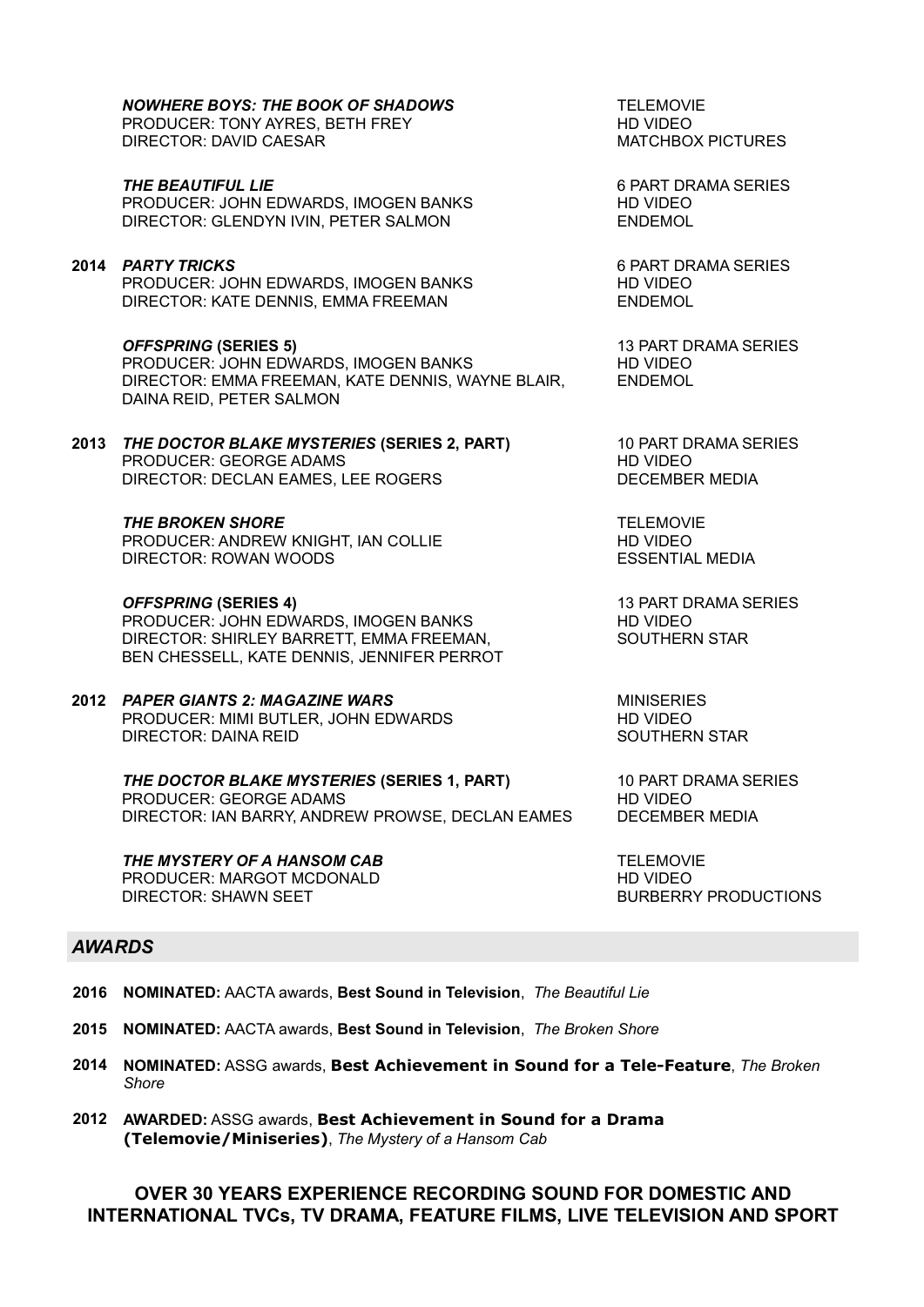***NOWHERE BOYS: THE BOOK OF SHADOWS***
PRODUCER: TONY AYRES, BETH FREY
DIRECTOR: DAVID CAESAR
TELEMOVIE
HD VIDEO
MATCHBOX PICTURES

***THE BEAUTIFUL LIE***
PRODUCER: JOHN EDWARDS, IMOGEN BANKS
DIRECTOR: GLENDYN IVIN, PETER SALMON
6 PART DRAMA SERIES
HD VIDEO
ENDEMOL

**2014** ***PARTY TRICKS***
PRODUCER: JOHN EDWARDS, IMOGEN BANKS
DIRECTOR: KATE DENNIS, EMMA FREEMAN
6 PART DRAMA SERIES
HD VIDEO
ENDEMOL

***OFFSPRING*** **(SERIES 5)**
PRODUCER: JOHN EDWARDS, IMOGEN BANKS
DIRECTOR: EMMA FREEMAN, KATE DENNIS, WAYNE BLAIR, DAINA REID, PETER SALMON
13 PART DRAMA SERIES
HD VIDEO
ENDEMOL

**2013** ***THE DOCTOR BLAKE MYSTERIES*** **(SERIES 2, PART)**
PRODUCER: GEORGE ADAMS
DIRECTOR: DECLAN EAMES, LEE ROGERS
10 PART DRAMA SERIES
HD VIDEO
DECEMBER MEDIA

***THE BROKEN SHORE***
PRODUCER: ANDREW KNIGHT, IAN COLLIE
DIRECTOR: ROWAN WOODS
TELEMOVIE
HD VIDEO
ESSENTIAL MEDIA

***OFFSPRING*** **(SERIES 4)**
PRODUCER: JOHN EDWARDS, IMOGEN BANKS
DIRECTOR: SHIRLEY BARRETT, EMMA FREEMAN, BEN CHESSELL, KATE DENNIS, JENNIFER PERROT
13 PART DRAMA SERIES
HD VIDEO
SOUTHERN STAR

**2012** ***PAPER GIANTS 2: MAGAZINE WARS***
PRODUCER: MIMI BUTLER, JOHN EDWARDS
DIRECTOR: DAINA REID
MINISERIES
HD VIDEO
SOUTHERN STAR

***THE DOCTOR BLAKE MYSTERIES*** **(SERIES 1, PART)**
PRODUCER: GEORGE ADAMS
DIRECTOR: IAN BARRY, ANDREW PROWSE, DECLAN EAMES
10 PART DRAMA SERIES
HD VIDEO
DECEMBER MEDIA

***THE MYSTERY OF A HANSOM CAB***
PRODUCER: MARGOT MCDONALD
DIRECTOR: SHAWN SEET
TELEMOVIE
HD VIDEO
BURBERRY PRODUCTIONS

## *AWARDS*

**2016** **NOMINATED:** AACTA awards, **Best Sound in Television**, *The Beautiful Lie*

**2015** **NOMINATED:** AACTA awards, **Best Sound in Television**, *The Broken Shore*

**2014** **NOMINATED:** ASSG awards, **Best Achievement in Sound for a Tele-Feature**, *The Broken Shore*

**2012** **AWARDED:** ASSG awards, **Best Achievement in Sound for a Drama (Telemovie/Miniseries)**, *The Mystery of a Hansom Cab*

**OVER 30 YEARS EXPERIENCE RECORDING SOUND FOR DOMESTIC AND INTERNATIONAL TVCs, TV DRAMA, FEATURE FILMS, LIVE TELEVISION AND SPORT**